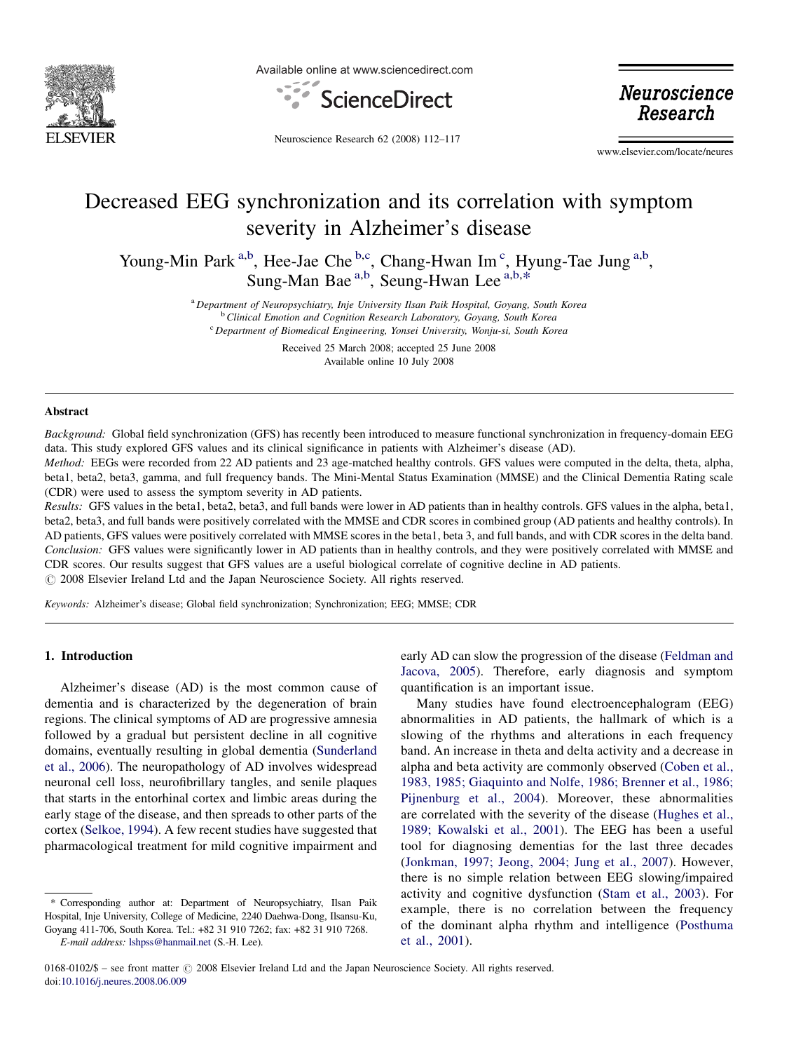# Decreased EEG synchronization and its correlation with symptom severity in Alzheimer's disease

Young-Min Park [a,b], Hee-Jae Che [b,c], Chang-Hwan Im [c], Hyung-Tae Jung [a,b], Sung-Man Bae [a,b], Seung-Hwan Lee [a,b,*]

[a] Department of Neuropsychiatry, Inje University Ilsan Paik Hospital, Goyang, South Korea
[b] Clinical Emotion and Cognition Research Laboratory, Goyang, South Korea
[c] Department of Biomedical Engineering, Yonsei University, Wonju-si, South Korea

Received 25 March 2008; accepted 25 June 2008
Available online 10 July 2008

## Abstract

*Background:* Global field synchronization (GFS) has recently been introduced to measure functional synchronization in frequency-domain EEG data. This study explored GFS values and its clinical significance in patients with Alzheimer's disease (AD).

*Method:* EEGs were recorded from 22 AD patients and 23 age-matched healthy controls. GFS values were computed in the delta, theta, alpha, beta1, beta2, beta3, gamma, and full frequency bands. The Mini-Mental Status Examination (MMSE) and the Clinical Dementia Rating scale (CDR) were used to assess the symptom severity in AD patients.

*Results:* GFS values in the beta1, beta2, beta3, and full bands were lower in AD patients than in healthy controls. GFS values in the alpha, beta1, beta2, beta3, and full bands were positively correlated with the MMSE and CDR scores in combined group (AD patients and healthy controls). In AD patients, GFS values were positively correlated with MMSE scores in the beta1, beta 3, and full bands, and with CDR scores in the delta band.

*Conclusion:* GFS values were significantly lower in AD patients than in healthy controls, and they were positively correlated with MMSE and CDR scores. Our results suggest that GFS values are a useful biological correlate of cognitive decline in AD patients.

© 2008 Elsevier Ireland Ltd and the Japan Neuroscience Society. All rights reserved.

*Keywords:* Alzheimer's disease; Global field synchronization; Synchronization; EEG; MMSE; CDR

## 1. Introduction

Alzheimer's disease (AD) is the most common cause of dementia and is characterized by the degeneration of brain regions. The clinical symptoms of AD are progressive amnesia followed by a gradual but persistent decline in all cognitive domains, eventually resulting in global dementia (Sunderland et al., 2006). The neuropathology of AD involves widespread neuronal cell loss, neurofibrillary tangles, and senile plaques that starts in the entorhinal cortex and limbic areas during the early stage of the disease, and then spreads to other parts of the cortex (Selkoe, 1994). A few recent studies have suggested that pharmacological treatment for mild cognitive impairment and early AD can slow the progression of the disease (Feldman and Jacova, 2005). Therefore, early diagnosis and symptom quantification is an important issue.

Many studies have found electroencephalogram (EEG) abnormalities in AD patients, the hallmark of which is a slowing of the rhythms and alterations in each frequency band. An increase in theta and delta activity and a decrease in alpha and beta activity are commonly observed (Coben et al., 1983, 1985; Giaquinto and Nolfe, 1986; Brenner et al., 1986; Pijnenburg et al., 2004). Moreover, these abnormalities are correlated with the severity of the disease (Hughes et al., 1989; Kowalski et al., 2001). The EEG has been a useful tool for diagnosing dementias for the last three decades (Jonkman, 1997; Jeong, 2004; Jung et al., 2007). However, there is no simple relation between EEG slowing/impaired activity and cognitive dysfunction (Stam et al., 2003). For example, there is no correlation between the frequency of the dominant alpha rhythm and intelligence (Posthuma et al., 2001).

* Corresponding author at: Department of Neuropsychiatry, Ilsan Paik Hospital, Inje University, College of Medicine, 2240 Daehwa-Dong, Ilsansu-Ku, Goyang 411-706, South Korea. Tel.: +82 31 910 7262; fax: +82 31 910 7268.
E-mail address: lshpss@hanmail.net (S.-H. Lee).

0168-0102/$ – see front matter © 2008 Elsevier Ireland Ltd and the Japan Neuroscience Society. All rights reserved.
doi:10.1016/j.neures.2008.06.009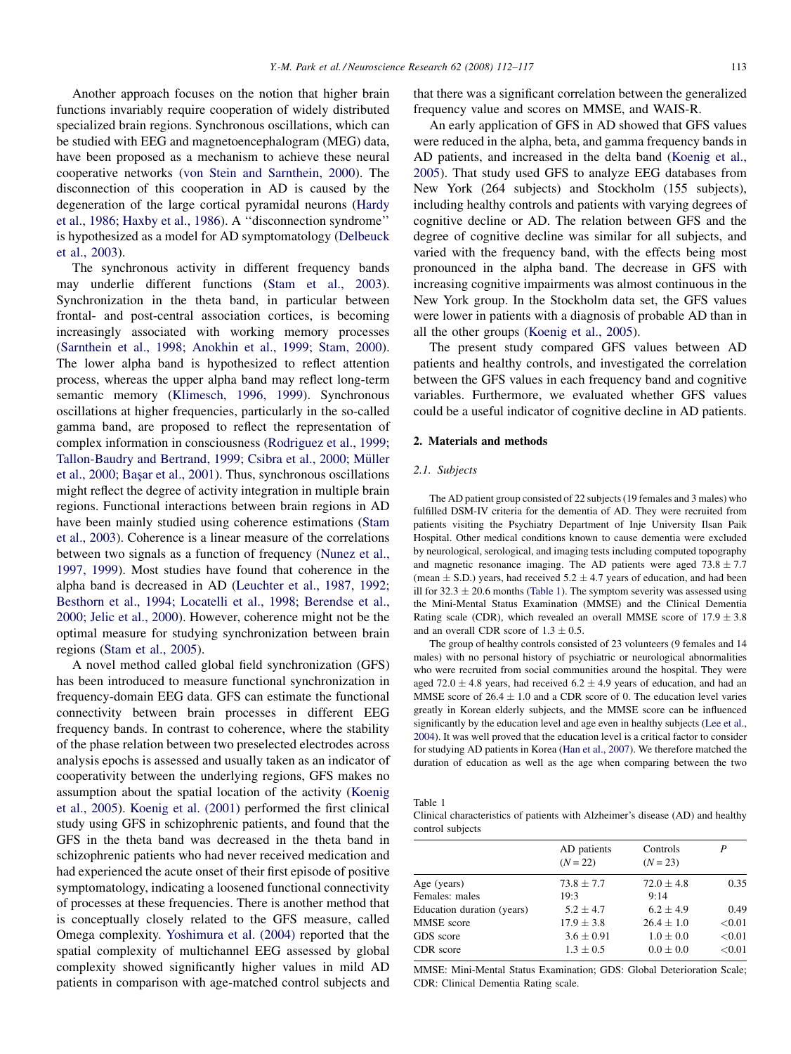Another approach focuses on the notion that higher brain functions invariably require cooperation of widely distributed specialized brain regions. Synchronous oscillations, which can be studied with EEG and magnetoencephalogram (MEG) data, have been proposed as a mechanism to achieve these neural cooperative networks (von Stein and Sarnthein, 2000). The disconnection of this cooperation in AD is caused by the degeneration of the large cortical pyramidal neurons (Hardy et al., 1986; Haxby et al., 1986). A ''disconnection syndrome'' is hypothesized as a model for AD symptomatology (Delbeuck et al., 2003).

The synchronous activity in different frequency bands may underlie different functions (Stam et al., 2003). Synchronization in the theta band, in particular between frontal- and post-central association cortices, is becoming increasingly associated with working memory processes (Sarnthein et al., 1998; Anokhin et al., 1999; Stam, 2000). The lower alpha band is hypothesized to reflect attention process, whereas the upper alpha band may reflect long-term semantic memory (Klimesch, 1996, 1999). Synchronous oscillations at higher frequencies, particularly in the so-called gamma band, are proposed to reflect the representation of complex information in consciousness (Rodriguez et al., 1999; Tallon-Baudry and Bertrand, 1999; Csibra et al., 2000; Müller et al., 2000; Başar et al., 2001). Thus, synchronous oscillations might reflect the degree of activity integration in multiple brain regions. Functional interactions between brain regions in AD have been mainly studied using coherence estimations (Stam et al., 2003). Coherence is a linear measure of the correlations between two signals as a function of frequency (Nunez et al., 1997, 1999). Most studies have found that coherence in the alpha band is decreased in AD (Leuchter et al., 1987, 1992; Besthorn et al., 1994; Locatelli et al., 1998; Berendse et al., 2000; Jelic et al., 2000). However, coherence might not be the optimal measure for studying synchronization between brain regions (Stam et al., 2005).

A novel method called global field synchronization (GFS) has been introduced to measure functional synchronization in frequency-domain EEG data. GFS can estimate the functional connectivity between brain processes in different EEG frequency bands. In contrast to coherence, where the stability of the phase relation between two preselected electrodes across analysis epochs is assessed and usually taken as an indicator of cooperativity between the underlying regions, GFS makes no assumption about the spatial location of the activity (Koenig et al., 2005). Koenig et al. (2001) performed the first clinical study using GFS in schizophrenic patients, and found that the GFS in the theta band was decreased in the theta band in schizophrenic patients who had never received medication and had experienced the acute onset of their first episode of positive symptomatology, indicating a loosened functional connectivity of processes at these frequencies. There is another method that is conceptually closely related to the GFS measure, called Omega complexity. Yoshimura et al. (2004) reported that the spatial complexity of multichannel EEG assessed by global complexity showed significantly higher values in mild AD patients in comparison with age-matched control subjects and that there was a significant correlation between the generalized frequency value and scores on MMSE, and WAIS-R.

An early application of GFS in AD showed that GFS values were reduced in the alpha, beta, and gamma frequency bands in AD patients, and increased in the delta band (Koenig et al., 2005). That study used GFS to analyze EEG databases from New York (264 subjects) and Stockholm (155 subjects), including healthy controls and patients with varying degrees of cognitive decline or AD. The relation between GFS and the degree of cognitive decline was similar for all subjects, and varied with the frequency band, with the effects being most pronounced in the alpha band. The decrease in GFS with increasing cognitive impairments was almost continuous in the New York group. In the Stockholm data set, the GFS values were lower in patients with a diagnosis of probable AD than in all the other groups (Koenig et al., 2005).

The present study compared GFS values between AD patients and healthy controls, and investigated the correlation between the GFS values in each frequency band and cognitive variables. Furthermore, we evaluated whether GFS values could be a useful indicator of cognitive decline in AD patients.

## 2. Materials and methods

### 2.1. Subjects

The AD patient group consisted of 22 subjects (19 females and 3 males) who fulfilled DSM-IV criteria for the dementia of AD. They were recruited from patients visiting the Psychiatry Department of Inje University Ilsan Paik Hospital. Other medical conditions known to cause dementia were excluded by neurological, serological, and imaging tests including computed topography and magnetic resonance imaging. The AD patients were aged 73.8 ± 7.7 (mean ± S.D.) years, had received 5.2 ± 4.7 years of education, and had been ill for 32.3 ± 20.6 months (Table 1). The symptom severity was assessed using the Mini-Mental Status Examination (MMSE) and the Clinical Dementia Rating scale (CDR), which revealed an overall MMSE score of 17.9 ± 3.8 and an overall CDR score of 1.3 ± 0.5.

The group of healthy controls consisted of 23 volunteers (9 females and 14 males) with no personal history of psychiatric or neurological abnormalities who were recruited from social communities around the hospital. They were aged 72.0 ± 4.8 years, had received 6.2 ± 4.9 years of education, and had an MMSE score of 26.4 ± 1.0 and a CDR score of 0. The education level varies greatly in Korean elderly subjects, and the MMSE score can be influenced significantly by the education level and age even in healthy subjects (Lee et al., 2004). It was well proved that the education level is a critical factor to consider for studying AD patients in Korea (Han et al., 2007). We therefore matched the duration of education as well as the age when comparing between the two

Table 1
Clinical characteristics of patients with Alzheimer's disease (AD) and healthy control subjects

| | AD patients ($N = 22$) | Controls ($N = 23$) | $P$ |
|---|---|---|---|
| Age (years) | 73.8 ± 7.7 | 72.0 ± 4.8 | 0.35 |
| Females: males | 19:3 | 9:14 | |
| Education duration (years) | 5.2 ± 4.7 | 6.2 ± 4.9 | 0.49 |
| MMSE score | 17.9 ± 3.8 | 26.4 ± 1.0 | <0.01 |
| GDS score | 3.6 ± 0.91 | 1.0 ± 0.0 | <0.01 |
| CDR score | 1.3 ± 0.5 | 0.0 ± 0.0 | <0.01 |

MMSE: Mini-Mental Status Examination; GDS: Global Deterioration Scale; CDR: Clinical Dementia Rating scale.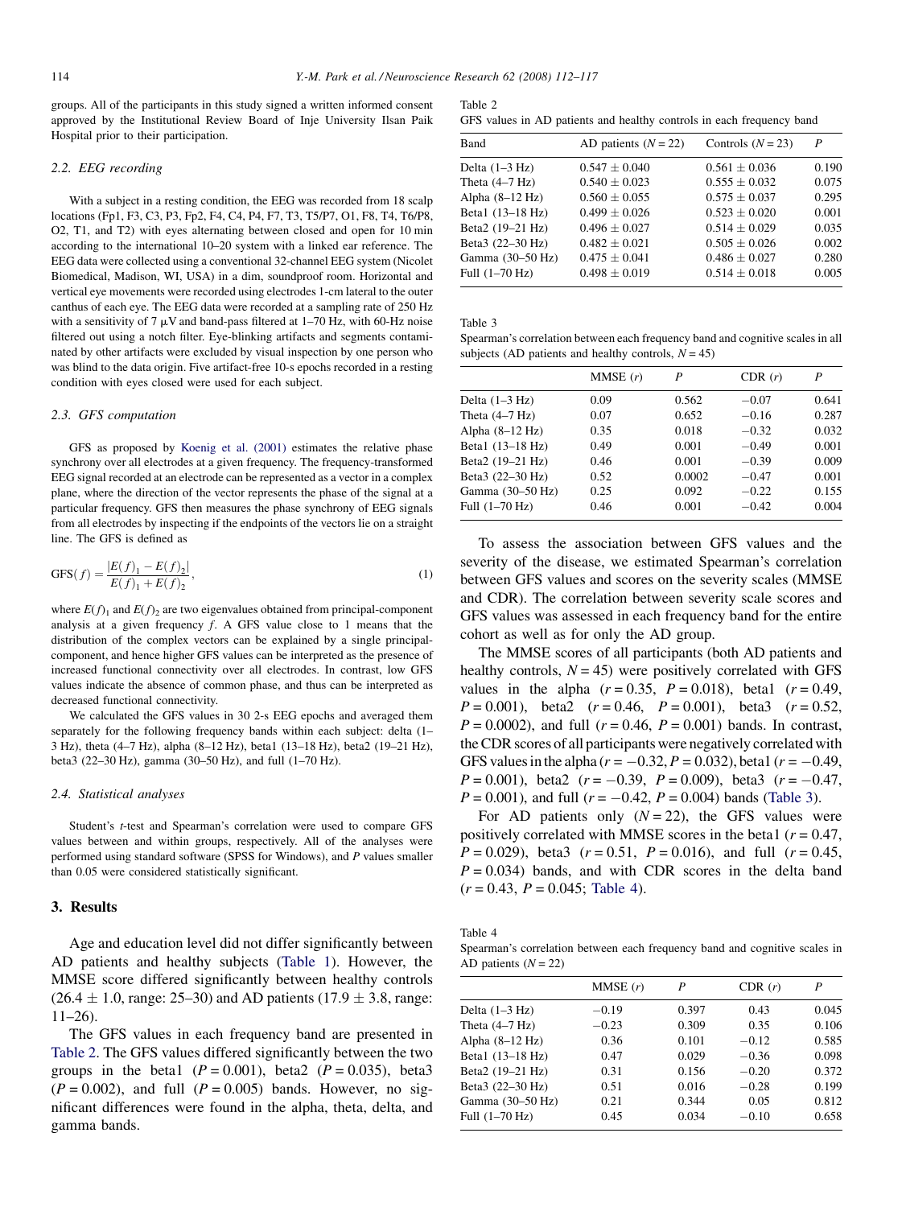groups. All of the participants in this study signed a written informed consent approved by the Institutional Review Board of Inje University Ilsan Paik Hospital prior to their participation.

### 2.2. EEG recording

With a subject in a resting condition, the EEG was recorded from 18 scalp locations (Fp1, F3, C3, P3, Fp2, F4, C4, P4, F7, T3, T5/P7, O1, F8, T4, T6/P8, O2, T1, and T2) with eyes alternating between closed and open for 10 min according to the international 10–20 system with a linked ear reference. The EEG data were collected using a conventional 32-channel EEG system (Nicolet Biomedical, Madison, WI, USA) in a dim, soundproof room. Horizontal and vertical eye movements were recorded using electrodes 1-cm lateral to the outer canthus of each eye. The EEG data were recorded at a sampling rate of 250 Hz with a sensitivity of 7 μV and band-pass filtered at 1–70 Hz, with 60-Hz noise filtered out using a notch filter. Eye-blinking artifacts and segments contaminated by other artifacts were excluded by visual inspection by one person who was blind to the data origin. Five artifact-free 10-s epochs recorded in a resting condition with eyes closed were used for each subject.

### 2.3. GFS computation

GFS as proposed by Koenig et al. (2001) estimates the relative phase synchrony over all electrodes at a given frequency. The frequency-transformed EEG signal recorded at an electrode can be represented as a vector in a complex plane, where the direction of the vector represents the phase of the signal at a particular frequency. GFS then measures the phase synchrony of EEG signals from all electrodes by inspecting if the endpoints of the vectors lie on a straight line. The GFS is defined as

$$\mathrm{GFS}(f) = \frac{|E(f)_1 - E(f)_2|}{E(f)_1 + E(f)_2}, \tag{1}$$

where $E(f)_1$ and $E(f)_2$ are two eigenvalues obtained from principal-component analysis at a given frequency $f$. A GFS value close to 1 means that the distribution of the complex vectors can be explained by a single principal-component, and hence higher GFS values can be interpreted as the presence of increased functional connectivity over all electrodes. In contrast, low GFS values indicate the absence of common phase, and thus can be interpreted as decreased functional connectivity.

We calculated the GFS values in 30 2-s EEG epochs and averaged them separately for the following frequency bands within each subject: delta (1–3 Hz), theta (4–7 Hz), alpha (8–12 Hz), beta1 (13–18 Hz), beta2 (19–21 Hz), beta3 (22–30 Hz), gamma (30–50 Hz), and full (1–70 Hz).

### 2.4. Statistical analyses

Student's *t*-test and Spearman's correlation were used to compare GFS values between and within groups, respectively. All of the analyses were performed using standard software (SPSS for Windows), and *P* values smaller than 0.05 were considered statistically significant.

## 3. Results

Age and education level did not differ significantly between AD patients and healthy subjects (Table 1). However, the MMSE score differed significantly between healthy controls (26.4 ± 1.0, range: 25–30) and AD patients (17.9 ± 3.8, range: 11–26).

The GFS values in each frequency band are presented in Table 2. The GFS values differed significantly between the two groups in the beta1 ($P = 0.001$), beta2 ($P = 0.035$), beta3 ($P = 0.002$), and full ($P = 0.005$) bands. However, no significant differences were found in the alpha, theta, delta, and gamma bands.

Table 2
GFS values in AD patients and healthy controls in each frequency band

| Band | AD patients ($N = 22$) | Controls ($N = 23$) | $P$ |
|---|---|---|---|
| Delta (1–3 Hz) | 0.547 ± 0.040 | 0.561 ± 0.036 | 0.190 |
| Theta (4–7 Hz) | 0.540 ± 0.023 | 0.555 ± 0.032 | 0.075 |
| Alpha (8–12 Hz) | 0.560 ± 0.055 | 0.575 ± 0.037 | 0.295 |
| Beta1 (13–18 Hz) | 0.499 ± 0.026 | 0.523 ± 0.020 | 0.001 |
| Beta2 (19–21 Hz) | 0.496 ± 0.027 | 0.514 ± 0.029 | 0.035 |
| Beta3 (22–30 Hz) | 0.482 ± 0.021 | 0.505 ± 0.026 | 0.002 |
| Gamma (30–50 Hz) | 0.475 ± 0.041 | 0.486 ± 0.027 | 0.280 |
| Full (1–70 Hz) | 0.498 ± 0.019 | 0.514 ± 0.018 | 0.005 |

Table 3
Spearman's correlation between each frequency band and cognitive scales in all subjects (AD patients and healthy controls, $N = 45$)

| | MMSE ($r$) | $P$ | CDR ($r$) | $P$ |
|---|---|---|---|---|
| Delta (1–3 Hz) | 0.09 | 0.562 | −0.07 | 0.641 |
| Theta (4–7 Hz) | 0.07 | 0.652 | −0.16 | 0.287 |
| Alpha (8–12 Hz) | 0.35 | 0.018 | −0.32 | 0.032 |
| Beta1 (13–18 Hz) | 0.49 | 0.001 | −0.49 | 0.001 |
| Beta2 (19–21 Hz) | 0.46 | 0.001 | −0.39 | 0.009 |
| Beta3 (22–30 Hz) | 0.52 | 0.0002 | −0.47 | 0.001 |
| Gamma (30–50 Hz) | 0.25 | 0.092 | −0.22 | 0.155 |
| Full (1–70 Hz) | 0.46 | 0.001 | −0.42 | 0.004 |

To assess the association between GFS values and the severity of the disease, we estimated Spearman's correlation between GFS values and scores on the severity scales (MMSE and CDR). The correlation between severity scale scores and GFS values was assessed in each frequency band for the entire cohort as well as for only the AD group.

The MMSE scores of all participants (both AD patients and healthy controls, $N = 45$) were positively correlated with GFS values in the alpha ($r = 0.35$, $P = 0.018$), beta1 ($r = 0.49$, $P = 0.001$), beta2 ($r = 0.46$, $P = 0.001$), beta3 ($r = 0.52$, $P = 0.0002$), and full ($r = 0.46$, $P = 0.001$) bands. In contrast, the CDR scores of all participants were negatively correlated with GFS values in the alpha ($r = -0.32$, $P = 0.032$), beta1 ($r = -0.49$, $P = 0.001$), beta2 ($r = -0.39$, $P = 0.009$), beta3 ($r = -0.47$, $P = 0.001$), and full ($r = -0.42$, $P = 0.004$) bands (Table 3).

For AD patients only ($N = 22$), the GFS values were positively correlated with MMSE scores in the beta1 ($r = 0.47$, $P = 0.029$), beta3 ($r = 0.51$, $P = 0.016$), and full ($r = 0.45$, $P = 0.034$) bands, and with CDR scores in the delta band ($r = 0.43$, $P = 0.045$; Table 4).

Table 4
Spearman's correlation between each frequency band and cognitive scales in AD patients ($N = 22$)

| | MMSE ($r$) | $P$ | CDR ($r$) | $P$ |
|---|---|---|---|---|
| Delta (1–3 Hz) | −0.19 | 0.397 | 0.43 | 0.045 |
| Theta (4–7 Hz) | −0.23 | 0.309 | 0.35 | 0.106 |
| Alpha (8–12 Hz) | 0.36 | 0.101 | −0.12 | 0.585 |
| Beta1 (13–18 Hz) | 0.47 | 0.029 | −0.36 | 0.098 |
| Beta2 (19–21 Hz) | 0.31 | 0.156 | −0.20 | 0.372 |
| Beta3 (22–30 Hz) | 0.51 | 0.016 | −0.28 | 0.199 |
| Gamma (30–50 Hz) | 0.21 | 0.344 | 0.05 | 0.812 |
| Full (1–70 Hz) | 0.45 | 0.034 | −0.10 | 0.658 |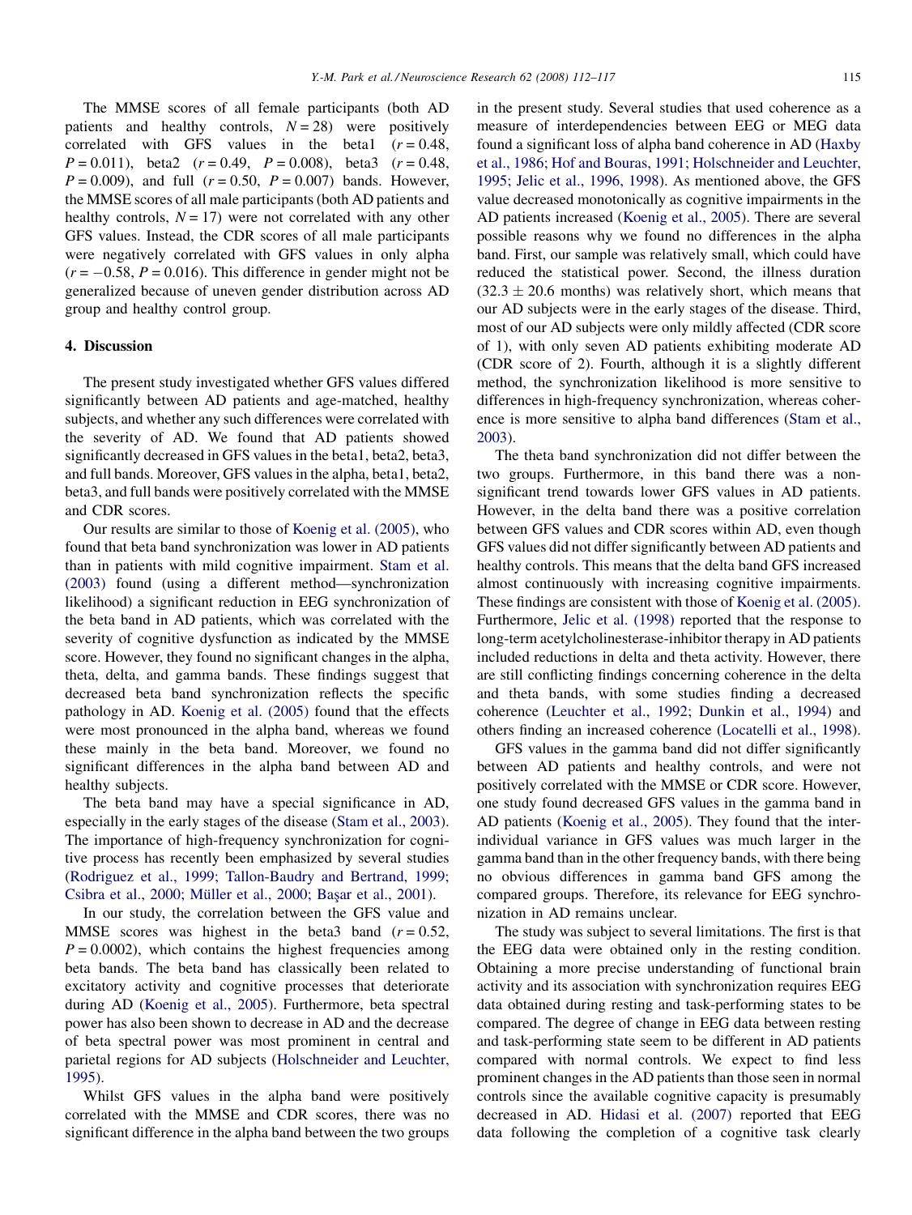The MMSE scores of all female participants (both AD patients and healthy controls, $N = 28$) were positively correlated with GFS values in the beta1 ($r = 0.48$, $P = 0.011$), beta2 ($r = 0.49$, $P = 0.008$), beta3 ($r = 0.48$, $P = 0.009$), and full ($r = 0.50$, $P = 0.007$) bands. However, the MMSE scores of all male participants (both AD patients and healthy controls, $N = 17$) were not correlated with any other GFS values. Instead, the CDR scores of all male participants were negatively correlated with GFS values in only alpha ($r = -0.58$, $P = 0.016$). This difference in gender might not be generalized because of uneven gender distribution across AD group and healthy control group.

## 4. Discussion

The present study investigated whether GFS values differed significantly between AD patients and age-matched, healthy subjects, and whether any such differences were correlated with the severity of AD. We found that AD patients showed significantly decreased in GFS values in the beta1, beta2, beta3, and full bands. Moreover, GFS values in the alpha, beta1, beta2, beta3, and full bands were positively correlated with the MMSE and CDR scores.

Our results are similar to those of Koenig et al. (2005), who found that beta band synchronization was lower in AD patients than in patients with mild cognitive impairment. Stam et al. (2003) found (using a different method—synchronization likelihood) a significant reduction in EEG synchronization of the beta band in AD patients, which was correlated with the severity of cognitive dysfunction as indicated by the MMSE score. However, they found no significant changes in the alpha, theta, delta, and gamma bands. These findings suggest that decreased beta band synchronization reflects the specific pathology in AD. Koenig et al. (2005) found that the effects were most pronounced in the alpha band, whereas we found these mainly in the beta band. Moreover, we found no significant differences in the alpha band between AD and healthy subjects.

The beta band may have a special significance in AD, especially in the early stages of the disease (Stam et al., 2003). The importance of high-frequency synchronization for cognitive process has recently been emphasized by several studies (Rodriguez et al., 1999; Tallon-Baudry and Bertrand, 1999; Csibra et al., 2000; Müller et al., 2000; Başar et al., 2001).

In our study, the correlation between the GFS value and MMSE scores was highest in the beta3 band ($r = 0.52$, $P = 0.0002$), which contains the highest frequencies among beta bands. The beta band has classically been related to excitatory activity and cognitive processes that deteriorate during AD (Koenig et al., 2005). Furthermore, beta spectral power has also been shown to decrease in AD and the decrease of beta spectral power was most prominent in central and parietal regions for AD subjects (Holschneider and Leuchter, 1995).

Whilst GFS values in the alpha band were positively correlated with the MMSE and CDR scores, there was no significant difference in the alpha band between the two groups in the present study. Several studies that used coherence as a measure of interdependencies between EEG or MEG data found a significant loss of alpha band coherence in AD (Haxby et al., 1986; Hof and Bouras, 1991; Holschneider and Leuchter, 1995; Jelic et al., 1996, 1998). As mentioned above, the GFS value decreased monotonically as cognitive impairments in the AD patients increased (Koenig et al., 2005). There are several possible reasons why we found no differences in the alpha band. First, our sample was relatively small, which could have reduced the statistical power. Second, the illness duration ($32.3 \pm 20.6$ months) was relatively short, which means that our AD subjects were in the early stages of the disease. Third, most of our AD subjects were only mildly affected (CDR score of 1), with only seven AD patients exhibiting moderate AD (CDR score of 2). Fourth, although it is a slightly different method, the synchronization likelihood is more sensitive to differences in high-frequency synchronization, whereas coherence is more sensitive to alpha band differences (Stam et al., 2003).

The theta band synchronization did not differ between the two groups. Furthermore, in this band there was a non-significant trend towards lower GFS values in AD patients. However, in the delta band there was a positive correlation between GFS values and CDR scores within AD, even though GFS values did not differ significantly between AD patients and healthy controls. This means that the delta band GFS increased almost continuously with increasing cognitive impairments. These findings are consistent with those of Koenig et al. (2005). Furthermore, Jelic et al. (1998) reported that the response to long-term acetylcholinesterase-inhibitor therapy in AD patients included reductions in delta and theta activity. However, there are still conflicting findings concerning coherence in the delta and theta bands, with some studies finding a decreased coherence (Leuchter et al., 1992; Dunkin et al., 1994) and others finding an increased coherence (Locatelli et al., 1998).

GFS values in the gamma band did not differ significantly between AD patients and healthy controls, and were not positively correlated with the MMSE or CDR score. However, one study found decreased GFS values in the gamma band in AD patients (Koenig et al., 2005). They found that the inter-individual variance in GFS values was much larger in the gamma band than in the other frequency bands, with there being no obvious differences in gamma band GFS among the compared groups. Therefore, its relevance for EEG synchronization in AD remains unclear.

The study was subject to several limitations. The first is that the EEG data were obtained only in the resting condition. Obtaining a more precise understanding of functional brain activity and its association with synchronization requires EEG data obtained during resting and task-performing states to be compared. The degree of change in EEG data between resting and task-performing state seem to be different in AD patients compared with normal controls. We expect to find less prominent changes in the AD patients than those seen in normal controls since the available cognitive capacity is presumably decreased in AD. Hidasi et al. (2007) reported that EEG data following the completion of a cognitive task clearly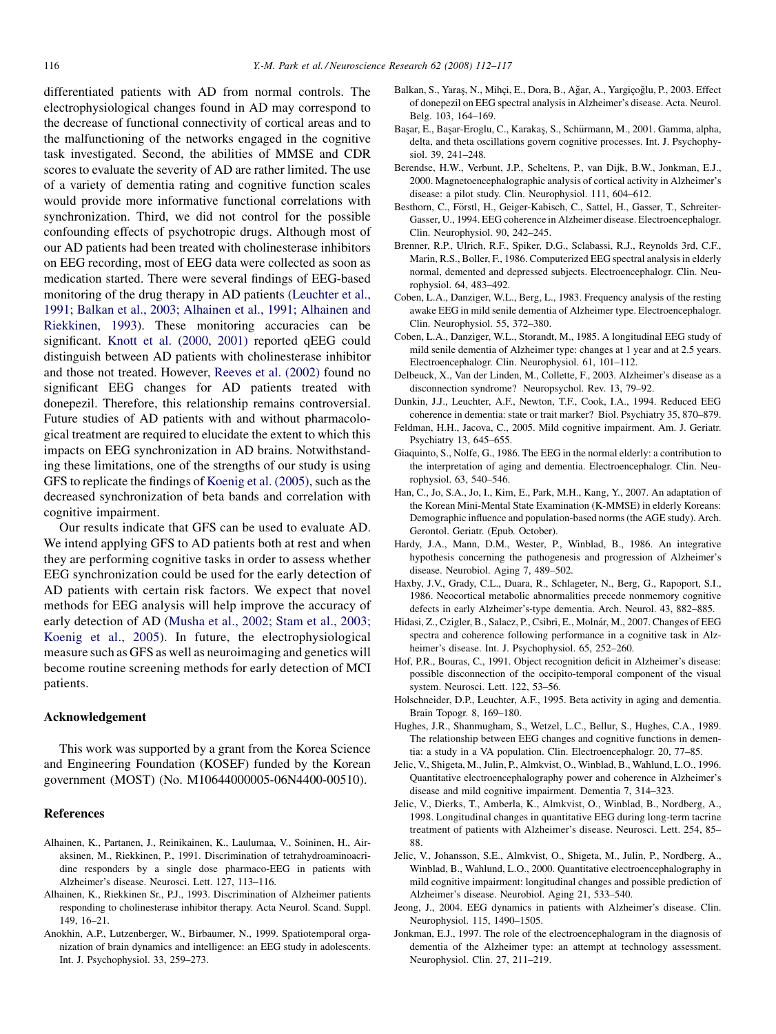differentiated patients with AD from normal controls. The electrophysiological changes found in AD may correspond to the decrease of functional connectivity of cortical areas and to the malfunctioning of the networks engaged in the cognitive task investigated. Second, the abilities of MMSE and CDR scores to evaluate the severity of AD are rather limited. The use of a variety of dementia rating and cognitive function scales would provide more informative functional correlations with synchronization. Third, we did not control for the possible confounding effects of psychotropic drugs. Although most of our AD patients had been treated with cholinesterase inhibitors on EEG recording, most of EEG data were collected as soon as medication started. There were several findings of EEG-based monitoring of the drug therapy in AD patients (Leuchter et al., 1991; Balkan et al., 2003; Alhainen et al., 1991; Alhainen and Riekkinen, 1993). These monitoring accuracies can be significant. Knott et al. (2000, 2001) reported qEEG could distinguish between AD patients with cholinesterase inhibitor and those not treated. However, Reeves et al. (2002) found no significant EEG changes for AD patients treated with donepezil. Therefore, this relationship remains controversial. Future studies of AD patients with and without pharmacological treatment are required to elucidate the extent to which this impacts on EEG synchronization in AD brains. Notwithstanding these limitations, one of the strengths of our study is using GFS to replicate the findings of Koenig et al. (2005), such as the decreased synchronization of beta bands and correlation with cognitive impairment.

Our results indicate that GFS can be used to evaluate AD. We intend applying GFS to AD patients both at rest and when they are performing cognitive tasks in order to assess whether EEG synchronization could be used for the early detection of AD patients with certain risk factors. We expect that novel methods for EEG analysis will help improve the accuracy of early detection of AD (Musha et al., 2002; Stam et al., 2003; Koenig et al., 2005). In future, the electrophysiological measure such as GFS as well as neuroimaging and genetics will become routine screening methods for early detection of MCI patients.

## Acknowledgement

This work was supported by a grant from the Korea Science and Engineering Foundation (KOSEF) funded by the Korean government (MOST) (No. M10644000005-06N4400-00510).

## References

Alhainen, K., Partanen, J., Reinikainen, K., Laulumaa, V., Soininen, H., Airaksinen, M., Riekkinen, P., 1991. Discrimination of tetrahydroaminoacridine responders by a single dose pharmaco-EEG in patients with Alzheimer's disease. Neurosci. Lett. 127, 113–116.

Alhainen, K., Riekkinen Sr., P.J., 1993. Discrimination of Alzheimer patients responding to cholinesterase inhibitor therapy. Acta Neurol. Scand. Suppl. 149, 16–21.

Anokhin, A.P., Lutzenberger, W., Birbaumer, N., 1999. Spatiotemporal organization of brain dynamics and intelligence: an EEG study in adolescents. Int. J. Psychophysiol. 33, 259–273.

Balkan, S., Yaraş, N., Mihçi, E., Dora, B., Ağar, A., Yargiçoğlu, P., 2003. Effect of donepezil on EEG spectral analysis in Alzheimer's disease. Acta. Neurol. Belg. 103, 164–169.

Başar, E., Başar-Eroglu, C., Karakaş, S., Schürmann, M., 2001. Gamma, alpha, delta, and theta oscillations govern cognitive processes. Int. J. Psychophysiol. 39, 241–248.

Berendse, H.W., Verbunt, J.P., Scheltens, P., van Dijk, B.W., Jonkman, E.J., 2000. Magnetoencephalographic analysis of cortical activity in Alzheimer's disease: a pilot study. Clin. Neurophysiol. 111, 604–612.

Besthorn, C., Förstl, H., Geiger-Kabisch, C., Sattel, H., Gasser, T., Schreiter-Gasser, U., 1994. EEG coherence in Alzheimer disease. Electroencephalogr. Clin. Neurophysiol. 90, 242–245.

Brenner, R.P., Ulrich, R.F., Spiker, D.G., Sclabassi, R.J., Reynolds 3rd, C.F., Marin, R.S., Boller, F., 1986. Computerized EEG spectral analysis in elderly normal, demented and depressed subjects. Electroencephalogr. Clin. Neurophysiol. 64, 483–492.

Coben, L.A., Danziger, W.L., Berg, L., 1983. Frequency analysis of the resting awake EEG in mild senile dementia of Alzheimer type. Electroencephalogr. Clin. Neurophysiol. 55, 372–380.

Coben, L.A., Danziger, W.L., Storandt, M., 1985. A longitudinal EEG study of mild senile dementia of Alzheimer type: changes at 1 year and at 2.5 years. Electroencephalogr. Clin. Neurophysiol. 61, 101–112.

Delbeuck, X., Van der Linden, M., Collette, F., 2003. Alzheimer's disease as a disconnection syndrome? Neuropsychol. Rev. 13, 79–92.

Dunkin, J.J., Leuchter, A.F., Newton, T.F., Cook, I.A., 1994. Reduced EEG coherence in dementia: state or trait marker? Biol. Psychiatry 35, 870–879.

Feldman, H.H., Jacova, C., 2005. Mild cognitive impairment. Am. J. Geriatr. Psychiatry 13, 645–655.

Giaquinto, S., Nolfe, G., 1986. The EEG in the normal elderly: a contribution to the interpretation of aging and dementia. Electroencephalogr. Clin. Neurophysiol. 63, 540–546.

Han, C., Jo, S.A., Jo, I., Kim, E., Park, M.H., Kang, Y., 2007. An adaptation of the Korean Mini-Mental State Examination (K-MMSE) in elderly Koreans: Demographic influence and population-based norms (the AGE study). Arch. Gerontol. Geriatr. (Epub. October).

Hardy, J.A., Mann, D.M., Wester, P., Winblad, B., 1986. An integrative hypothesis concerning the pathogenesis and progression of Alzheimer's disease. Neurobiol. Aging 7, 489–502.

Haxby, J.V., Grady, C.L., Duara, R., Schlageter, N., Berg, G., Rapoport, S.I., 1986. Neocortical metabolic abnormalities precede nonmemory cognitive defects in early Alzheimer's-type dementia. Arch. Neurol. 43, 882–885.

Hidasi, Z., Czigler, B., Salacz, P., Csibri, E., Molnár, M., 2007. Changes of EEG spectra and coherence following performance in a cognitive task in Alzheimer's disease. Int. J. Psychophysiol. 65, 252–260.

Hof, P.R., Bouras, C., 1991. Object recognition deficit in Alzheimer's disease: possible disconnection of the occipito-temporal component of the visual system. Neurosci. Lett. 122, 53–56.

Holschneider, D.P., Leuchter, A.F., 1995. Beta activity in aging and dementia. Brain Topogr. 8, 169–180.

Hughes, J.R., Shanmugham, S., Wetzel, L.C., Bellur, S., Hughes, C.A., 1989. The relationship between EEG changes and cognitive functions in dementia: a study in a VA population. Clin. Electroencephalogr. 20, 77–85.

Jelic, V., Shigeta, M., Julin, P., Almkvist, O., Winblad, B., Wahlund, L.O., 1996. Quantitative electroencephalography power and coherence in Alzheimer's disease and mild cognitive impairment. Dementia 7, 314–323.

Jelic, V., Dierks, T., Amberla, K., Almkvist, O., Winblad, B., Nordberg, A., 1998. Longitudinal changes in quantitative EEG during long-term tacrine treatment of patients with Alzheimer's disease. Neurosci. Lett. 254, 85–88.

Jelic, V., Johansson, S.E., Almkvist, O., Shigeta, M., Julin, P., Nordberg, A., Winblad, B., Wahlund, L.O., 2000. Quantitative electroencephalography in mild cognitive impairment: longitudinal changes and possible prediction of Alzheimer's disease. Neurobiol. Aging 21, 533–540.

Jeong, J., 2004. EEG dynamics in patients with Alzheimer's disease. Clin. Neurophysiol. 115, 1490–1505.

Jonkman, E.J., 1997. The role of the electroencephalogram in the diagnosis of dementia of the Alzheimer type: an attempt at technology assessment. Neurophysiol. Clin. 27, 211–219.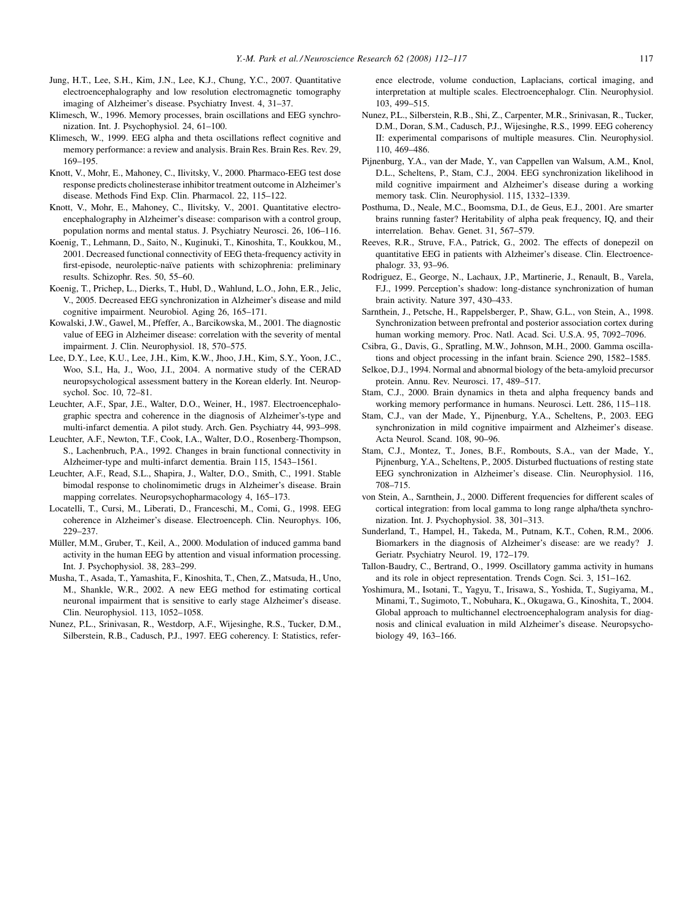Jung, H.T., Lee, S.H., Kim, J.N., Lee, K.J., Chung, Y.C., 2007. Quantitative electroencephalography and low resolution electromagnetic tomography imaging of Alzheimer's disease. Psychiatry Invest. 4, 31–37.

Klimesch, W., 1996. Memory processes, brain oscillations and EEG synchronization. Int. J. Psychophysiol. 24, 61–100.

Klimesch, W., 1999. EEG alpha and theta oscillations reflect cognitive and memory performance: a review and analysis. Brain Res. Brain Res. Rev. 29, 169–195.

Knott, V., Mohr, E., Mahoney, C., Ilivitsky, V., 2000. Pharmaco-EEG test dose response predicts cholinesterase inhibitor treatment outcome in Alzheimer's disease. Methods Find Exp. Clin. Pharmacol. 22, 115–122.

Knott, V., Mohr, E., Mahoney, C., Ilivitsky, V., 2001. Quantitative electroencephalography in Alzheimer's disease: comparison with a control group, population norms and mental status. J. Psychiatry Neurosci. 26, 106–116.

Koenig, T., Lehmann, D., Saito, N., Kuginuki, T., Kinoshita, T., Koukkou, M., 2001. Decreased functional connectivity of EEG theta-frequency activity in first-episode, neuroleptic-naïve patients with schizophrenia: preliminary results. Schizophr. Res. 50, 55–60.

Koenig, T., Prichep, L., Dierks, T., Hubl, D., Wahlund, L.O., John, E.R., Jelic, V., 2005. Decreased EEG synchronization in Alzheimer's disease and mild cognitive impairment. Neurobiol. Aging 26, 165–171.

Kowalski, J.W., Gawel, M., Pfeffer, A., Barcikowska, M., 2001. The diagnostic value of EEG in Alzheimer disease: correlation with the severity of mental impairment. J. Clin. Neurophysiol. 18, 570–575.

Lee, D.Y., Lee, K.U., Lee, J.H., Kim, K.W., Jhoo, J.H., Kim, S.Y., Yoon, J.C., Woo, S.I., Ha, J., Woo, J.I., 2004. A normative study of the CERAD neuropsychological assessment battery in the Korean elderly. Int. Neuropsychol. Soc. 10, 72–81.

Leuchter, A.F., Spar, J.E., Walter, D.O., Weiner, H., 1987. Electroencephalographic spectra and coherence in the diagnosis of Alzheimer's-type and multi-infarct dementia. A pilot study. Arch. Gen. Psychiatry 44, 993–998.

Leuchter, A.F., Newton, T.F., Cook, I.A., Walter, D.O., Rosenberg-Thompson, S., Lachenbruch, P.A., 1992. Changes in brain functional connectivity in Alzheimer-type and multi-infarct dementia. Brain 115, 1543–1561.

Leuchter, A.F., Read, S.L., Shapira, J., Walter, D.O., Smith, C., 1991. Stable bimodal response to cholinomimetic drugs in Alzheimer's disease. Brain mapping correlates. Neuropsychopharmacology 4, 165–173.

Locatelli, T., Cursi, M., Liberati, D., Franceschi, M., Comi, G., 1998. EEG coherence in Alzheimer's disease. Electroenceph. Clin. Neurophys. 106, 229–237.

Müller, M.M., Gruber, T., Keil, A., 2000. Modulation of induced gamma band activity in the human EEG by attention and visual information processing. Int. J. Psychophysiol. 38, 283–299.

Musha, T., Asada, T., Yamashita, F., Kinoshita, T., Chen, Z., Matsuda, H., Uno, M., Shankle, W.R., 2002. A new EEG method for estimating cortical neuronal impairment that is sensitive to early stage Alzheimer's disease. Clin. Neurophysiol. 113, 1052–1058.

Nunez, P.L., Srinivasan, R., Westdorp, A.F., Wijesinghe, R.S., Tucker, D.M., Silberstein, R.B., Cadusch, P.J., 1997. EEG coherency. I: Statistics, reference electrode, volume conduction, Laplacians, cortical imaging, and interpretation at multiple scales. Electroencephalogr. Clin. Neurophysiol. 103, 499–515.

Nunez, P.L., Silberstein, R.B., Shi, Z., Carpenter, M.R., Srinivasan, R., Tucker, D.M., Doran, S.M., Cadusch, P.J., Wijesinghe, R.S., 1999. EEG coherency II: experimental comparisons of multiple measures. Clin. Neurophysiol. 110, 469–486.

Pijnenburg, Y.A., van der Made, Y., van Cappellen van Walsum, A.M., Knol, D.L., Scheltens, P., Stam, C.J., 2004. EEG synchronization likelihood in mild cognitive impairment and Alzheimer's disease during a working memory task. Clin. Neurophysiol. 115, 1332–1339.

Posthuma, D., Neale, M.C., Boomsma, D.I., de Geus, E.J., 2001. Are smarter brains running faster? Heritability of alpha peak frequency, IQ, and their interrelation. Behav. Genet. 31, 567–579.

Reeves, R.R., Struve, F.A., Patrick, G., 2002. The effects of donepezil on quantitative EEG in patients with Alzheimer's disease. Clin. Electroencephalogr. 33, 93–96.

Rodriguez, E., George, N., Lachaux, J.P., Martinerie, J., Renault, B., Varela, F.J., 1999. Perception's shadow: long-distance synchronization of human brain activity. Nature 397, 430–433.

Sarnthein, J., Petsche, H., Rappelsberger, P., Shaw, G.L., von Stein, A., 1998. Synchronization between prefrontal and posterior association cortex during human working memory. Proc. Natl. Acad. Sci. U.S.A. 95, 7092–7096.

Csibra, G., Davis, G., Spratling, M.W., Johnson, M.H., 2000. Gamma oscillations and object processing in the infant brain. Science 290, 1582–1585.

Selkoe, D.J., 1994. Normal and abnormal biology of the beta-amyloid precursor protein. Annu. Rev. Neurosci. 17, 489–517.

Stam, C.J., 2000. Brain dynamics in theta and alpha frequency bands and working memory performance in humans. Neurosci. Lett. 286, 115–118.

Stam, C.J., van der Made, Y., Pijnenburg, Y.A., Scheltens, P., 2003. EEG synchronization in mild cognitive impairment and Alzheimer's disease. Acta Neurol. Scand. 108, 90–96.

Stam, C.J., Montez, T., Jones, B.F., Rombouts, S.A., van der Made, Y., Pijnenburg, Y.A., Scheltens, P., 2005. Disturbed fluctuations of resting state EEG synchronization in Alzheimer's disease. Clin. Neurophysiol. 116, 708–715.

von Stein, A., Sarnthein, J., 2000. Different frequencies for different scales of cortical integration: from local gamma to long range alpha/theta synchronization. Int. J. Psychophysiol. 38, 301–313.

Sunderland, T., Hampel, H., Takeda, M., Putnam, K.T., Cohen, R.M., 2006. Biomarkers in the diagnosis of Alzheimer's disease: are we ready? J. Geriatr. Psychiatry Neurol. 19, 172–179.

Tallon-Baudry, C., Bertrand, O., 1999. Oscillatory gamma activity in humans and its role in object representation. Trends Cogn. Sci. 3, 151–162.

Yoshimura, M., Isotani, T., Yagyu, T., Irisawa, S., Yoshida, T., Sugiyama, M., Minami, T., Sugimoto, T., Nobuhara, K., Okugawa, G., Kinoshita, T., 2004. Global approach to multichannel electroencephalogram analysis for diagnosis and clinical evaluation in mild Alzheimer's disease. Neuropsychobiology 49, 163–166.